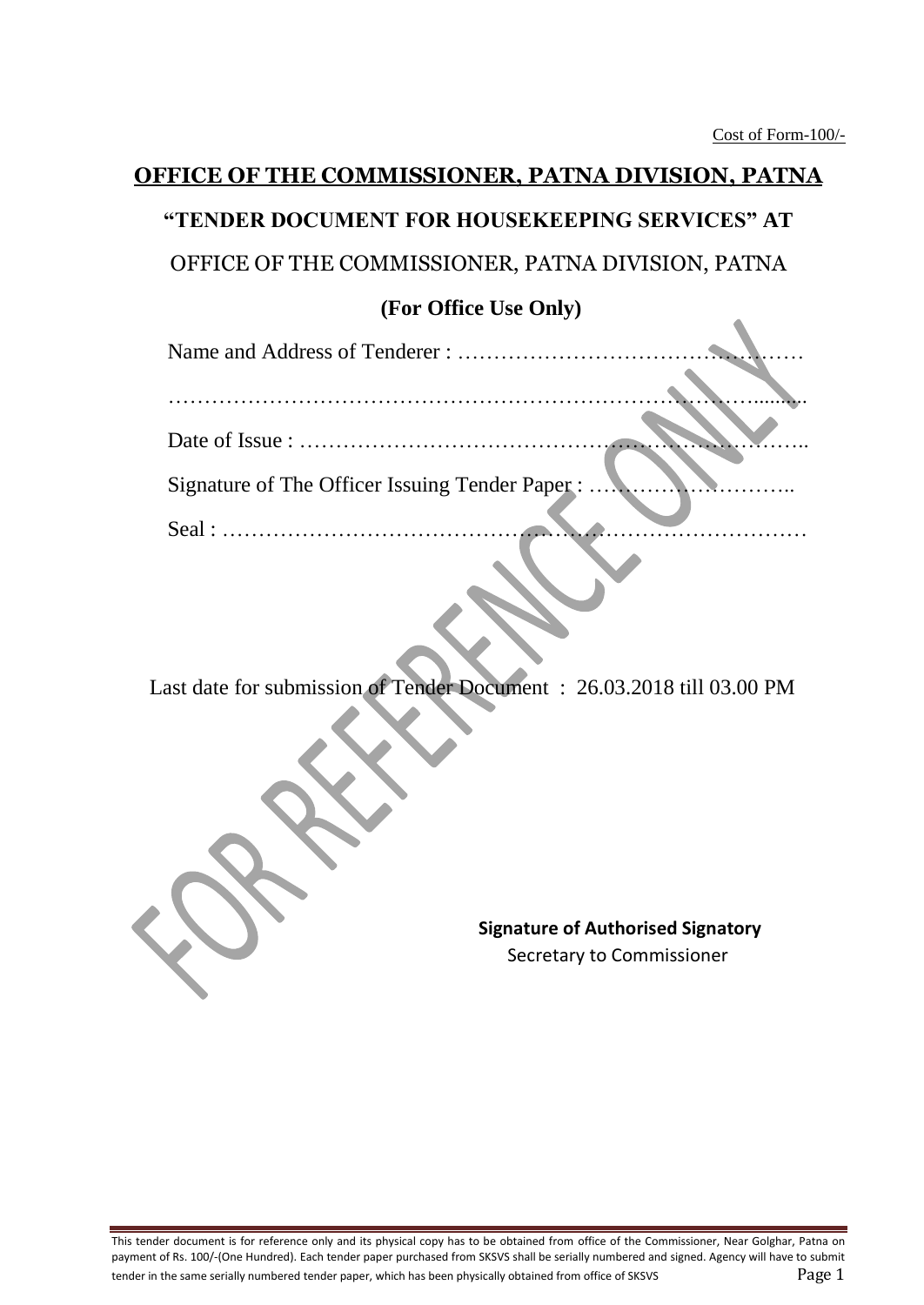Cost of Form-100/-

# OFFICE OF THE COMMISSIONER, PATNA DIVISION, PATNA

## "TENDER DOCUMENT FOR HOUSEKEEPING SERVICES" AT

## OFFICE OF THE COMMISSIONER, PATNA DIVISION, PATNA

### (For Office Use Only)

Name and Address of Tenderer : ………………………………………

…………………………………………………………………………........

Date of Issue : ……………………………………………………………..

Signature of The Officer Issuing Tender Paper : ………………………..

Seal : ………………………………………………………………………

Last date for submission of Tender Document : 26.03.2018 till 03.00 PM

**Signature of Authorised Signatory**
Secretary to Commissioner

This tender document is for reference only and its physical copy has to be obtained from office of the Commissioner, Near Golghar, Patna on payment of Rs. 100/-(One Hundred). Each tender paper purchased from SKSVS shall be serially numbered and signed. Agency will have to submit tender in the same serially numbered tender paper, which has been physically obtained from office of SKSVS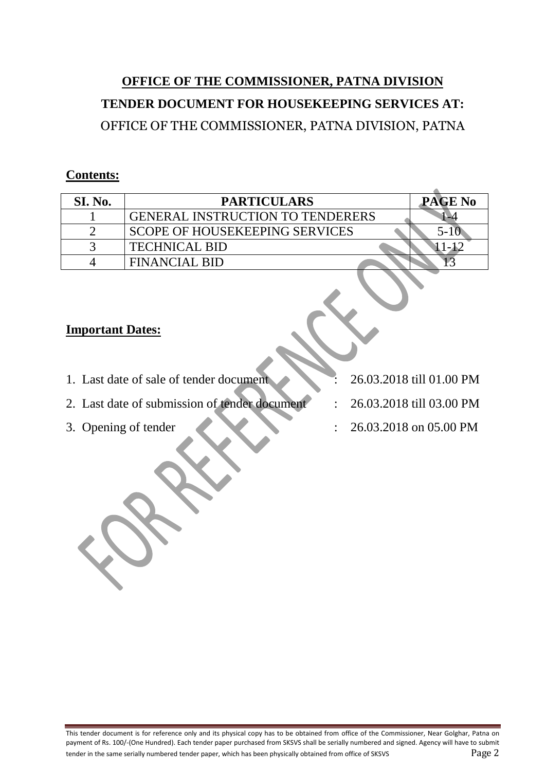# OFFICE OF THE COMMISSIONER, PATNA DIVISION

## TENDER DOCUMENT FOR HOUSEKEEPING SERVICES AT:

## OFFICE OF THE COMMISSIONER, PATNA DIVISION, PATNA

**Contents:**

| SI. No. | PARTICULARS | PAGE No |
|---|---|---|
| 1 | GENERAL INSTRUCTION TO TENDERERS | 1-4 |
| 2 | SCOPE OF HOUSEKEEPING SERVICES | 5-10 |
| 3 | TECHNICAL BID | 11-12 |
| 4 | FINANCIAL BID | 13 |

**Important Dates:**

1. Last date of sale of tender document : 26.03.2018 till 01.00 PM
2. Last date of submission of tender document : 26.03.2018 till 03.00 PM
3. Opening of tender : 26.03.2018 on 05.00 PM

This tender document is for reference only and its physical copy has to be obtained from office of the Commissioner, Near Golghar, Patna on payment of Rs. 100/-(One Hundred). Each tender paper purchased from SKSVS shall be serially numbered and signed. Agency will have to submit tender in the same serially numbered tender paper, which has been physically obtained from office of SKSVS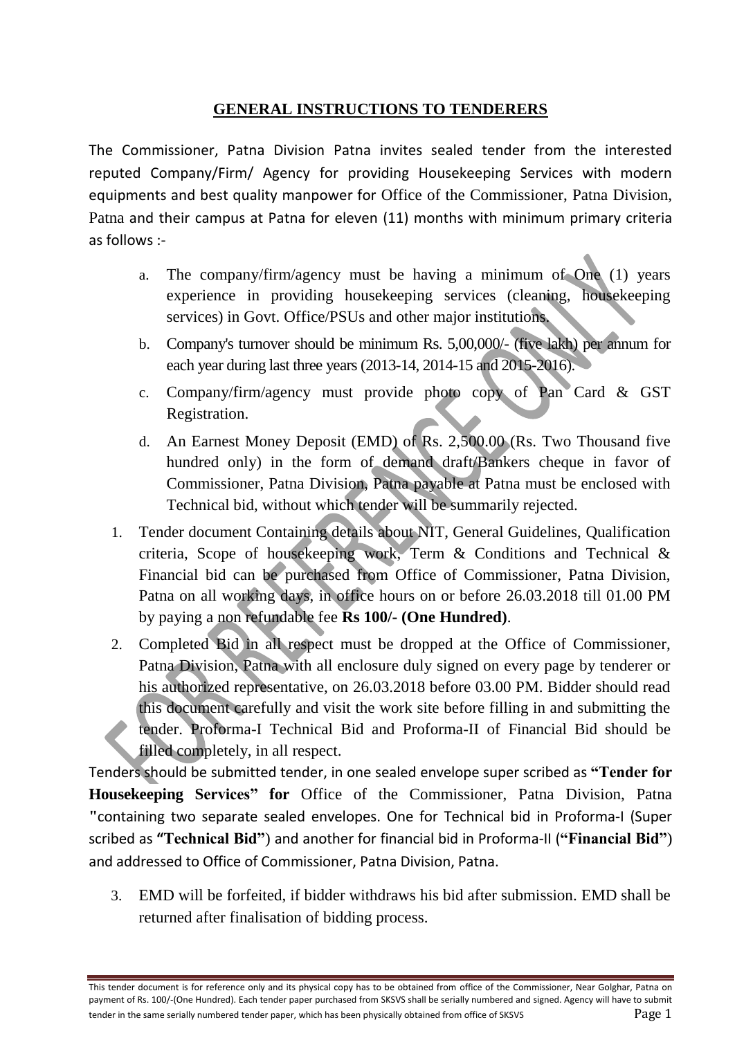# GENERAL INSTRUCTIONS TO TENDERERS

The Commissioner, Patna Division Patna invites sealed tender from the interested reputed Company/Firm/ Agency for providing Housekeeping Services with modern equipments and best quality manpower for Office of the Commissioner, Patna Division, Patna and their campus at Patna for eleven (11) months with minimum primary criteria as follows :-

a. The company/firm/agency must be having a minimum of One (1) years experience in providing housekeeping services (cleaning, housekeeping services) in Govt. Office/PSUs and other major institutions.

b. Company's turnover should be minimum Rs. 5,00,000/- (five lakh) per annum for each year during last three years (2013-14, 2014-15 and 2015-2016).

c. Company/firm/agency must provide photo copy of Pan Card & GST Registration.

d. An Earnest Money Deposit (EMD) of Rs. 2,500.00 (Rs. Two Thousand five hundred only) in the form of demand draft/Bankers cheque in favor of Commissioner, Patna Division, Patna payable at Patna must be enclosed with Technical bid, without which tender will be summarily rejected.

1. Tender document Containing details about NIT, General Guidelines, Qualification criteria, Scope of housekeeping work, Term & Conditions and Technical & Financial bid can be purchased from Office of Commissioner, Patna Division, Patna on all working days, in office hours on or before 26.03.2018 till 01.00 PM by paying a non refundable fee **Rs 100/- (One Hundred)**.

2. Completed Bid in all respect must be dropped at the Office of Commissioner, Patna Division, Patna with all enclosure duly signed on every page by tenderer or his authorized representative, on 26.03.2018 before 03.00 PM. Bidder should read this document carefully and visit the work site before filling in and submitting the tender. Proforma-I Technical Bid and Proforma-II of Financial Bid should be filled completely, in all respect.

Tenders should be submitted tender, in one sealed envelope super scribed as **"Tender for Housekeeping Services" for** Office of the Commissioner, Patna Division, Patna "containing two separate sealed envelopes. One for Technical bid in Proforma-I (Super scribed as **"Technical Bid"**) and another for financial bid in Proforma-II (**"Financial Bid"**) and addressed to Office of Commissioner, Patna Division, Patna.

3. EMD will be forfeited, if bidder withdraws his bid after submission. EMD shall be returned after finalisation of bidding process.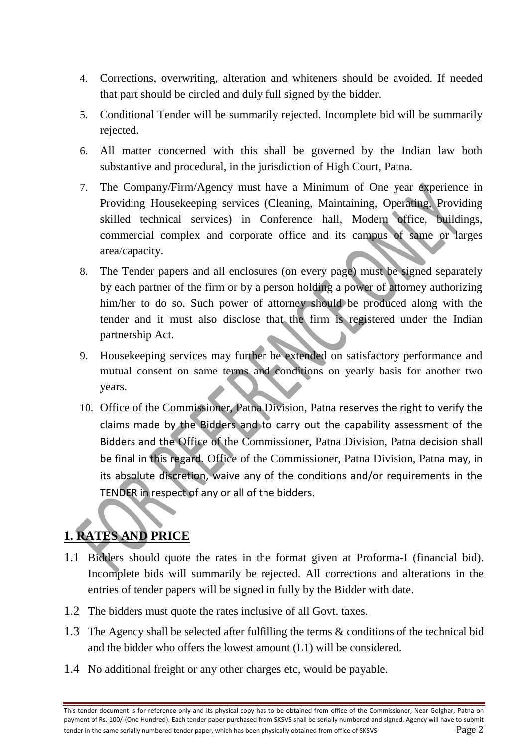4. Corrections, overwriting, alteration and whiteners should be avoided. If needed that part should be circled and duly full signed by the bidder.
5. Conditional Tender will be summarily rejected. Incomplete bid will be summarily rejected.
6. All matter concerned with this shall be governed by the Indian law both substantive and procedural, in the jurisdiction of High Court, Patna.
7. The Company/Firm/Agency must have a Minimum of One year experience in Providing Housekeeping services (Cleaning, Maintaining, Operating, Providing skilled technical services) in Conference hall, Modern office, buildings, commercial complex and corporate office and its campus of same or larges area/capacity.
8. The Tender papers and all enclosures (on every page) must be signed separately by each partner of the firm or by a person holding a power of attorney authorizing him/her to do so. Such power of attorney should be produced along with the tender and it must also disclose that the firm is registered under the Indian partnership Act.
9. Housekeeping services may further be extended on satisfactory performance and mutual consent on same terms and conditions on yearly basis for another two years.
10. Office of the Commissioner, Patna Division, Patna reserves the right to verify the claims made by the Bidders and to carry out the capability assessment of the Bidders and the Office of the Commissioner, Patna Division, Patna decision shall be final in this regard. Office of the Commissioner, Patna Division, Patna may, in its absolute discretion, waive any of the conditions and/or requirements in the TENDER in respect of any or all of the bidders.

## 1. RATES AND PRICE

1.1 Bidders should quote the rates in the format given at Proforma-I (financial bid). Incomplete bids will summarily be rejected. All corrections and alterations in the entries of tender papers will be signed in fully by the Bidder with date.

1.2 The bidders must quote the rates inclusive of all Govt. taxes.

1.3 The Agency shall be selected after fulfilling the terms & conditions of the technical bid and the bidder who offers the lowest amount (L1) will be considered.

1.4 No additional freight or any other charges etc, would be payable.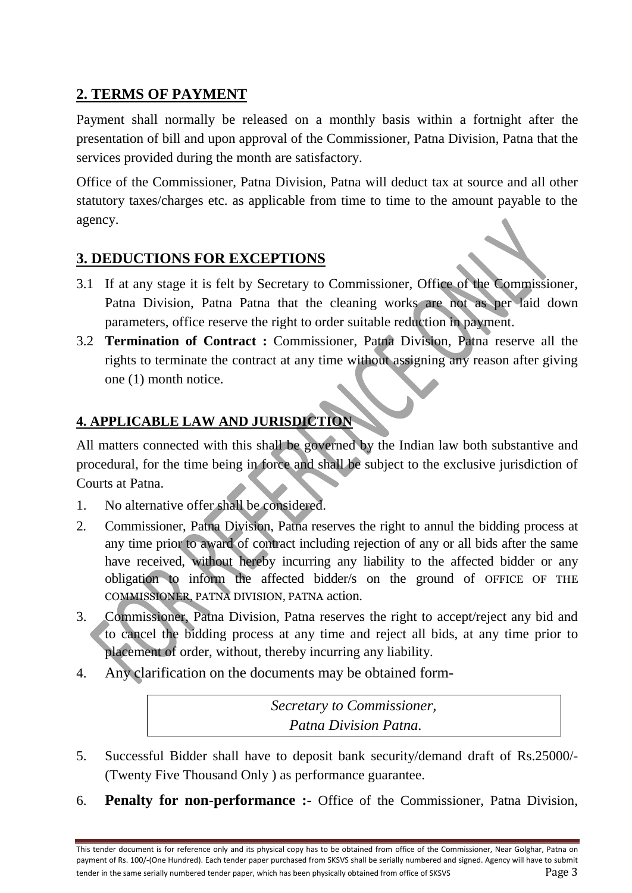## 2. TERMS OF PAYMENT

Payment shall normally be released on a monthly basis within a fortnight after the presentation of bill and upon approval of the Commissioner, Patna Division, Patna that the services provided during the month are satisfactory.

Office of the Commissioner, Patna Division, Patna will deduct tax at source and all other statutory taxes/charges etc. as applicable from time to time to the amount payable to the agency.

## 3. DEDUCTIONS FOR EXCEPTIONS

3.1 If at any stage it is felt by Secretary to Commissioner, Office of the Commissioner, Patna Division, Patna Patna that the cleaning works are not as per laid down parameters, office reserve the right to order suitable reduction in payment.

3.2 **Termination of Contract :** Commissioner, Patna Division, Patna reserve all the rights to terminate the contract at any time without assigning any reason after giving one (1) month notice.

## 4. APPLICABLE LAW AND JURISDICTION

All matters connected with this shall be governed by the Indian law both substantive and procedural, for the time being in force and shall be subject to the exclusive jurisdiction of Courts at Patna.

1. No alternative offer shall be considered.
2. Commissioner, Patna Division, Patna reserves the right to annul the bidding process at any time prior to award of contract including rejection of any or all bids after the same have received, without hereby incurring any liability to the affected bidder or any obligation to inform the affected bidder/s on the ground of OFFICE OF THE COMMISSIONER, PATNA DIVISION, PATNA action.
3. Commissioner, Patna Division, Patna reserves the right to accept/reject any bid and to cancel the bidding process at any time and reject all bids, at any time prior to placement of order, without, thereby incurring any liability.
4. Any clarification on the documents may be obtained form-

| *Secretary to Commissioner, Patna Division Patna.* |
|---|

5. Successful Bidder shall have to deposit bank security/demand draft of Rs.25000/- (Twenty Five Thousand Only ) as performance guarantee.
6. **Penalty for non-performance :-** Office of the Commissioner, Patna Division,

This tender document is for reference only and its physical copy has to be obtained from office of the Commissioner, Near Golghar, Patna on payment of Rs. 100/-(One Hundred). Each tender paper purchased from SKSVS shall be serially numbered and signed. Agency will have to submit tender in the same serially numbered tender paper, which has been physically obtained from office of SKSVS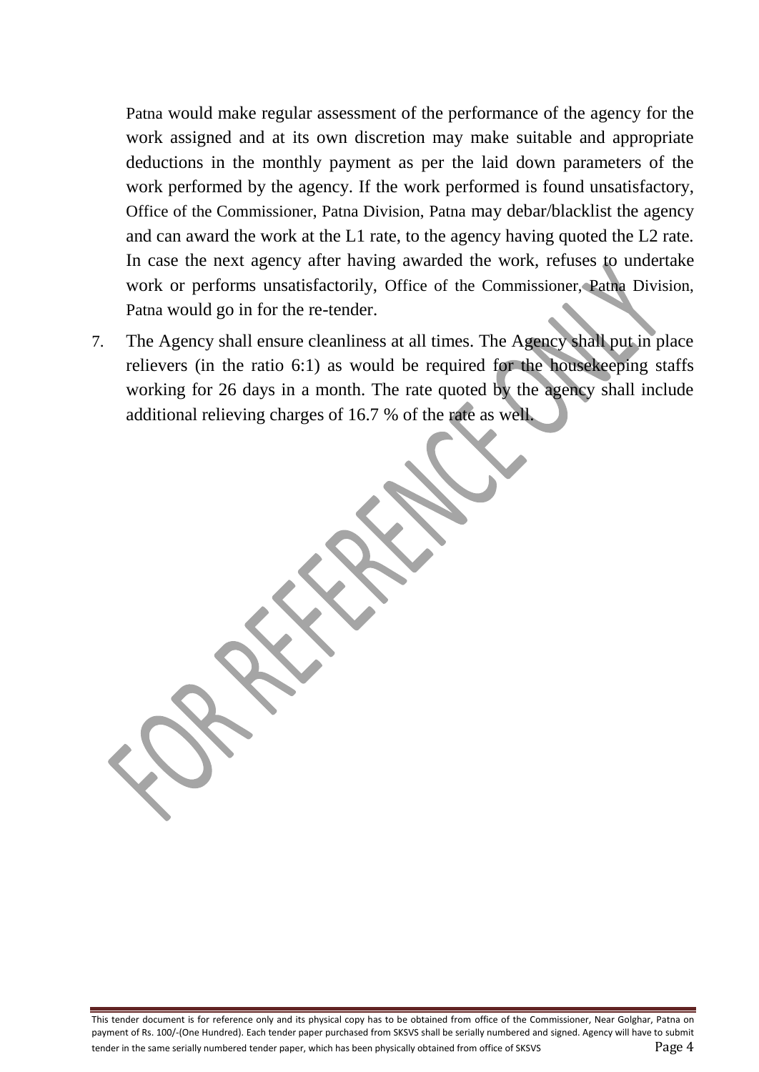Patna would make regular assessment of the performance of the agency for the work assigned and at its own discretion may make suitable and appropriate deductions in the monthly payment as per the laid down parameters of the work performed by the agency. If the work performed is found unsatisfactory, Office of the Commissioner, Patna Division, Patna may debar/blacklist the agency and can award the work at the L1 rate, to the agency having quoted the L2 rate. In case the next agency after having awarded the work, refuses to undertake work or performs unsatisfactorily, Office of the Commissioner, Patna Division, Patna would go in for the re-tender.

7. The Agency shall ensure cleanliness at all times. The Agency shall put in place relievers (in the ratio 6:1) as would be required for the housekeeping staffs working for 26 days in a month. The rate quoted by the agency shall include additional relieving charges of 16.7 % of the rate as well.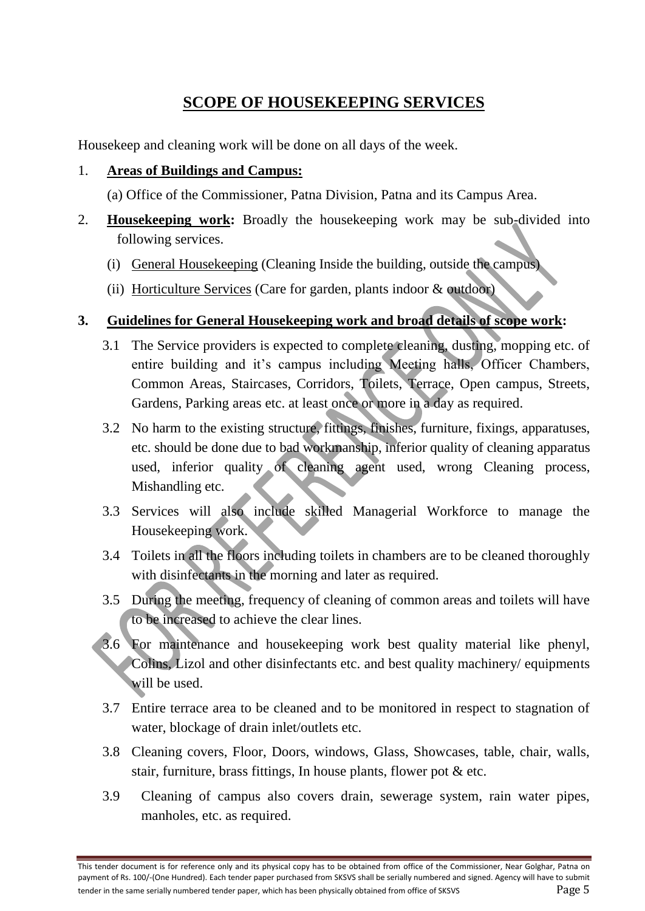# SCOPE OF HOUSEKEEPING SERVICES

Housekeep and cleaning work will be done on all days of the week.

1. **Areas of Buildings and Campus:**

   (a) Office of the Commissioner, Patna Division, Patna and its Campus Area.

2. **Housekeeping work:** Broadly the housekeeping work may be sub-divided into following services.

   (i) General Housekeeping (Cleaning Inside the building, outside the campus)

   (ii) Horticulture Services (Care for garden, plants indoor & outdoor)

**3. Guidelines for General Housekeeping work and broad details of scope work:**

3.1 The Service providers is expected to complete cleaning, dusting, mopping etc. of entire building and it's campus including Meeting halls, Officer Chambers, Common Areas, Staircases, Corridors, Toilets, Terrace, Open campus, Streets, Gardens, Parking areas etc. at least once or more in a day as required.

3.2 No harm to the existing structure, fittings, finishes, furniture, fixings, apparatuses, etc. should be done due to bad workmanship, inferior quality of cleaning apparatus used, inferior quality of cleaning agent used, wrong Cleaning process, Mishandling etc.

3.3 Services will also include skilled Managerial Workforce to manage the Housekeeping work.

3.4 Toilets in all the floors including toilets in chambers are to be cleaned thoroughly with disinfectants in the morning and later as required.

3.5 During the meeting, frequency of cleaning of common areas and toilets will have to be increased to achieve the clear lines.

3.6 For maintenance and housekeeping work best quality material like phenyl, Colins, Lizol and other disinfectants etc. and best quality machinery/ equipments will be used.

3.7 Entire terrace area to be cleaned and to be monitored in respect to stagnation of water, blockage of drain inlet/outlets etc.

3.8 Cleaning covers, Floor, Doors, windows, Glass, Showcases, table, chair, walls, stair, furniture, brass fittings, In house plants, flower pot & etc.

3.9 Cleaning of campus also covers drain, sewerage system, rain water pipes, manholes, etc. as required.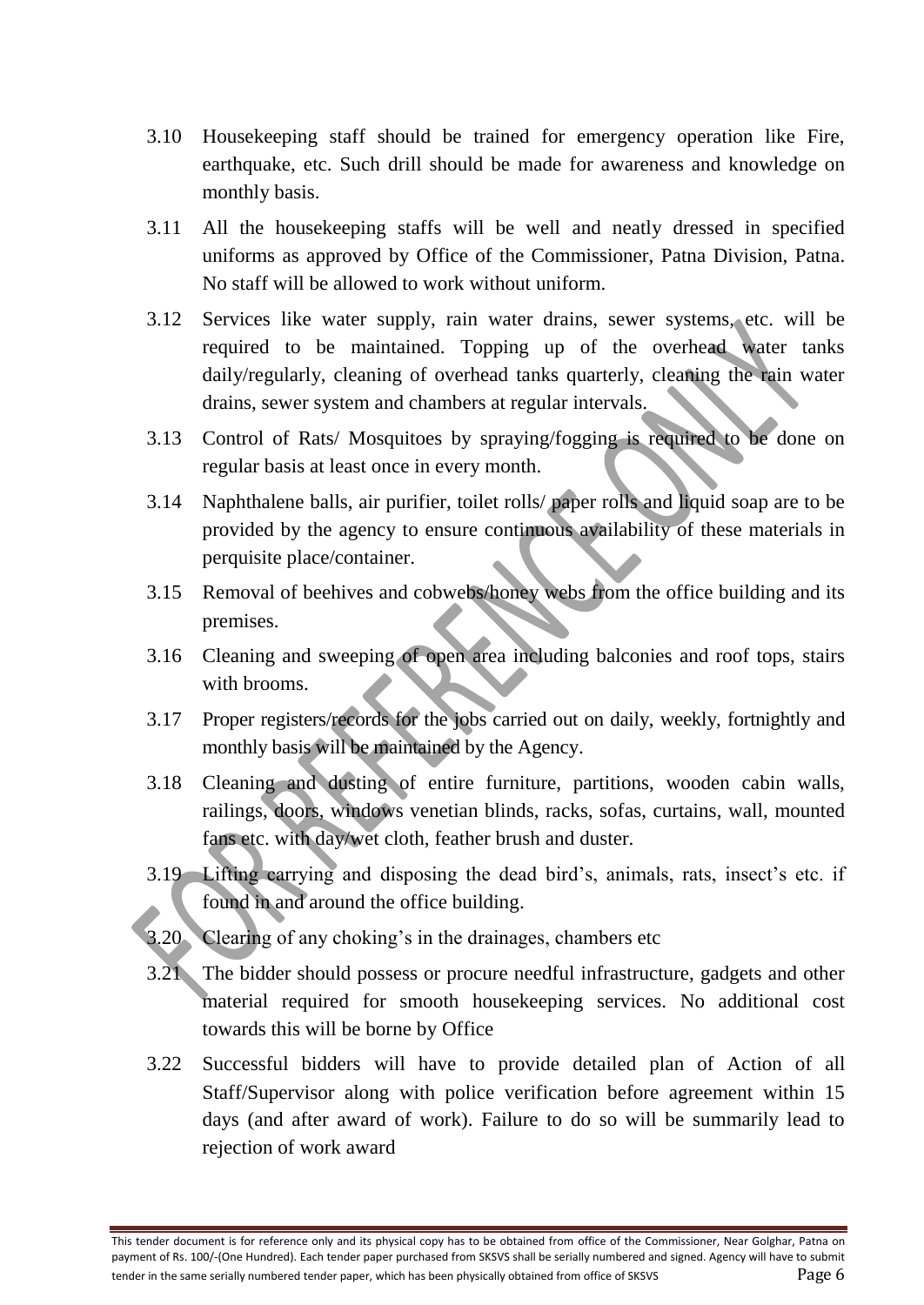3.10 Housekeeping staff should be trained for emergency operation like Fire, earthquake, etc. Such drill should be made for awareness and knowledge on monthly basis.

3.11 All the housekeeping staffs will be well and neatly dressed in specified uniforms as approved by Office of the Commissioner, Patna Division, Patna. No staff will be allowed to work without uniform.

3.12 Services like water supply, rain water drains, sewer systems, etc. will be required to be maintained. Topping up of the overhead water tanks daily/regularly, cleaning of overhead tanks quarterly, cleaning the rain water drains, sewer system and chambers at regular intervals.

3.13 Control of Rats/ Mosquitoes by spraying/fogging is required to be done on regular basis at least once in every month.

3.14 Naphthalene balls, air purifier, toilet rolls/ paper rolls and liquid soap are to be provided by the agency to ensure continuous availability of these materials in perquisite place/container.

3.15 Removal of beehives and cobwebs/honey webs from the office building and its premises.

3.16 Cleaning and sweeping of open area including balconies and roof tops, stairs with brooms.

3.17 Proper registers/records for the jobs carried out on daily, weekly, fortnightly and monthly basis will be maintained by the Agency.

3.18 Cleaning and dusting of entire furniture, partitions, wooden cabin walls, railings, doors, windows venetian blinds, racks, sofas, curtains, wall, mounted fans etc. with day/wet cloth, feather brush and duster.

3.19 Lifting carrying and disposing the dead bird's, animals, rats, insect's etc. if found in and around the office building.

3.20 Clearing of any choking's in the drainages, chambers etc

3.21 The bidder should possess or procure needful infrastructure, gadgets and other material required for smooth housekeeping services. No additional cost towards this will be borne by Office

3.22 Successful bidders will have to provide detailed plan of Action of all Staff/Supervisor along with police verification before agreement within 15 days (and after award of work). Failure to do so will be summarily lead to rejection of work award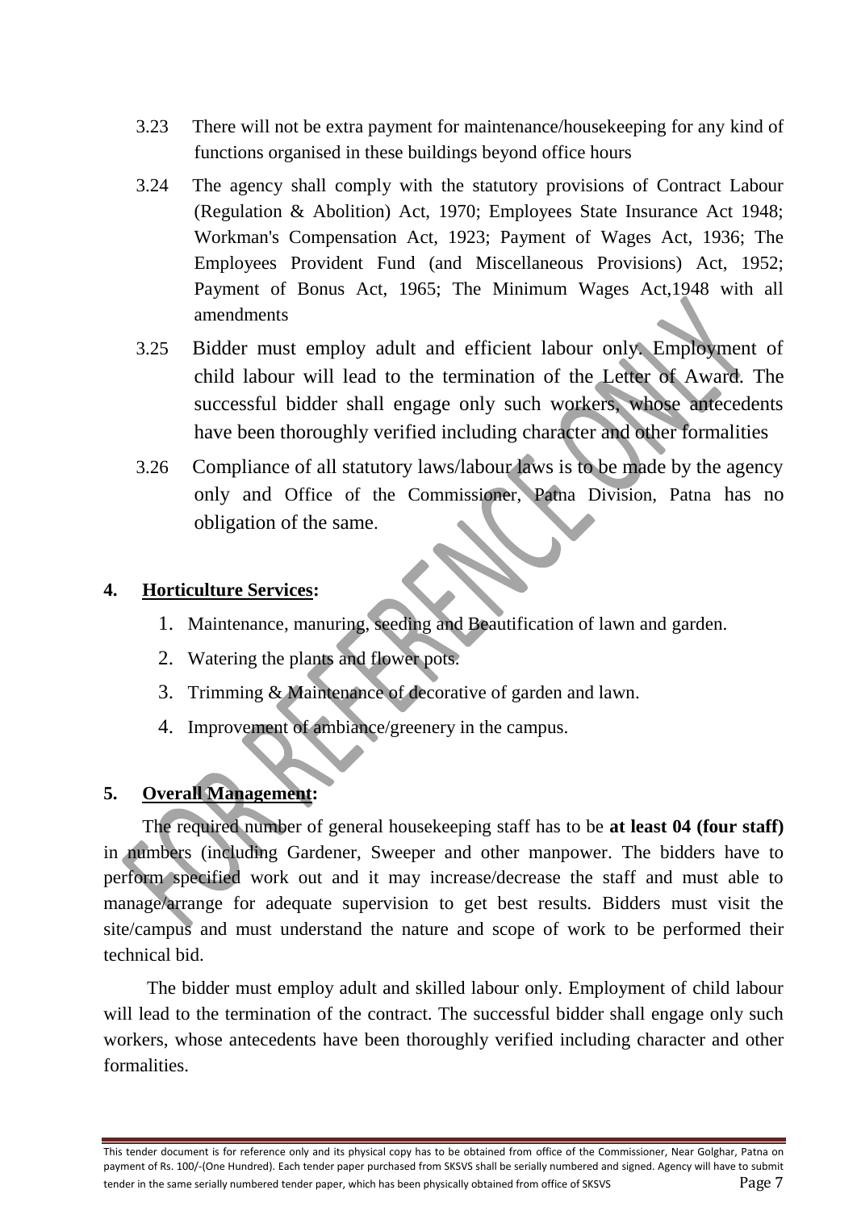3.23 There will not be extra payment for maintenance/housekeeping for any kind of functions organised in these buildings beyond office hours

3.24 The agency shall comply with the statutory provisions of Contract Labour (Regulation & Abolition) Act, 1970; Employees State Insurance Act 1948; Workman's Compensation Act, 1923; Payment of Wages Act, 1936; The Employees Provident Fund (and Miscellaneous Provisions) Act, 1952; Payment of Bonus Act, 1965; The Minimum Wages Act,1948 with all amendments

3.25 Bidder must employ adult and efficient labour only. Employment of child labour will lead to the termination of the Letter of Award. The successful bidder shall engage only such workers, whose antecedents have been thoroughly verified including character and other formalities

3.26 Compliance of all statutory laws/labour laws is to be made by the agency only and Office of the Commissioner, Patna Division, Patna has no obligation of the same.

## 4. Horticulture Services:

1. Maintenance, manuring, seeding and Beautification of lawn and garden.
2. Watering the plants and flower pots.
3. Trimming & Maintenance of decorative of garden and lawn.
4. Improvement of ambiance/greenery in the campus.

## 5. Overall Management:

The required number of general housekeeping staff has to be **at least 04 (four staff)** in numbers (including Gardener, Sweeper and other manpower. The bidders have to perform specified work out and it may increase/decrease the staff and must able to manage/arrange for adequate supervision to get best results. Bidders must visit the site/campus and must understand the nature and scope of work to be performed their technical bid.

The bidder must employ adult and skilled labour only. Employment of child labour will lead to the termination of the contract. The successful bidder shall engage only such workers, whose antecedents have been thoroughly verified including character and other formalities.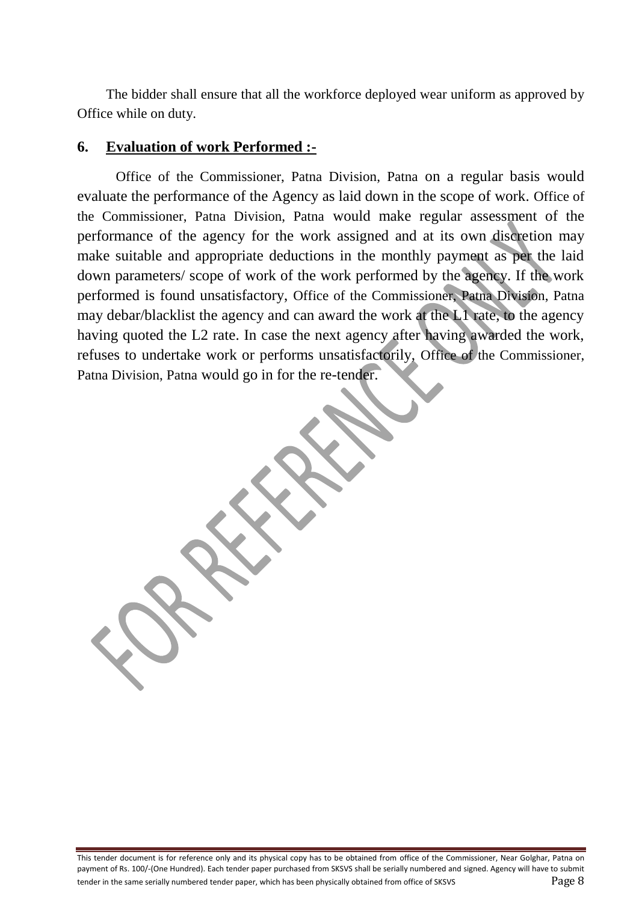The bidder shall ensure that all the workforce deployed wear uniform as approved by Office while on duty.

## 6. Evaluation of work Performed :-

Office of the Commissioner, Patna Division, Patna on a regular basis would evaluate the performance of the Agency as laid down in the scope of work. Office of the Commissioner, Patna Division, Patna would make regular assessment of the performance of the agency for the work assigned and at its own discretion may make suitable and appropriate deductions in the monthly payment as per the laid down parameters/ scope of work of the work performed by the agency. If the work performed is found unsatisfactory, Office of the Commissioner, Patna Division, Patna may debar/blacklist the agency and can award the work at the L1 rate, to the agency having quoted the L2 rate. In case the next agency after having awarded the work, refuses to undertake work or performs unsatisfactorily, Office of the Commissioner, Patna Division, Patna would go in for the re-tender.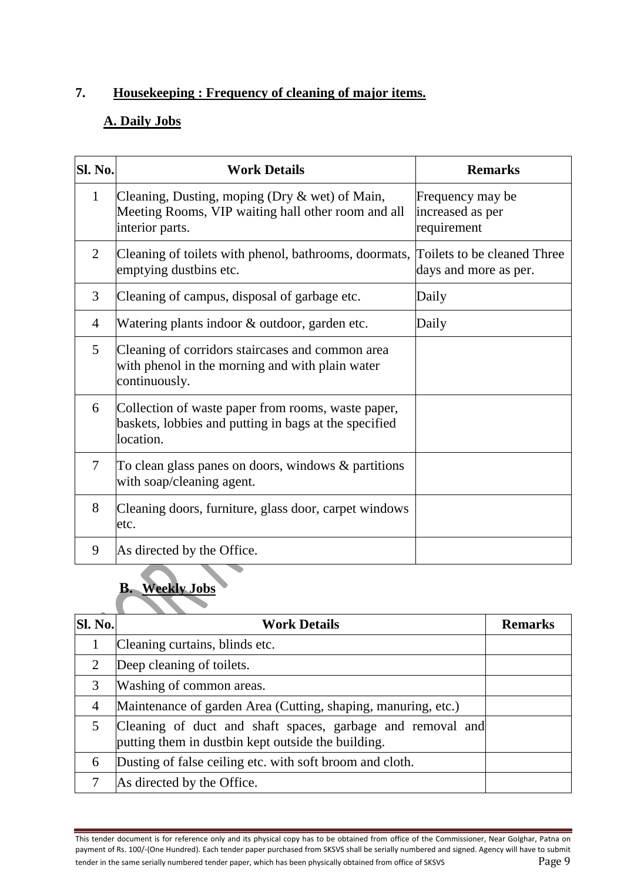## 7. Housekeeping : Frequency of cleaning of major items.

### A. Daily Jobs

| Sl. No. | Work Details | Remarks |
|---|---|---|
| 1 | Cleaning, Dusting, moping (Dry & wet) of Main, Meeting Rooms, VIP waiting hall other room and all interior parts. | Frequency may be increased as per requirement |
| 2 | Cleaning of toilets with phenol, bathrooms, doormats, emptying dustbins etc. | Toilets to be cleaned Three days and more as per. |
| 3 | Cleaning of campus, disposal of garbage etc. | Daily |
| 4 | Watering plants indoor & outdoor, garden etc. | Daily |
| 5 | Cleaning of corridors staircases and common area with phenol in the morning and with plain water continuously. | |
| 6 | Collection of waste paper from rooms, waste paper, baskets, lobbies and putting in bags at the specified location. | |
| 7 | To clean glass panes on doors, windows & partitions with soap/cleaning agent. | |
| 8 | Cleaning doors, furniture, glass door, carpet windows etc. | |
| 9 | As directed by the Office. | |

### B. Weekly Jobs

| Sl. No. | Work Details | Remarks |
|---|---|---|
| 1 | Cleaning curtains, blinds etc. | |
| 2 | Deep cleaning of toilets. | |
| 3 | Washing of common areas. | |
| 4 | Maintenance of garden Area (Cutting, shaping, manuring, etc.) | |
| 5 | Cleaning of duct and shaft spaces, garbage and removal and putting them in dustbin kept outside the building. | |
| 6 | Dusting of false ceiling etc. with soft broom and cloth. | |
| 7 | As directed by the Office. | |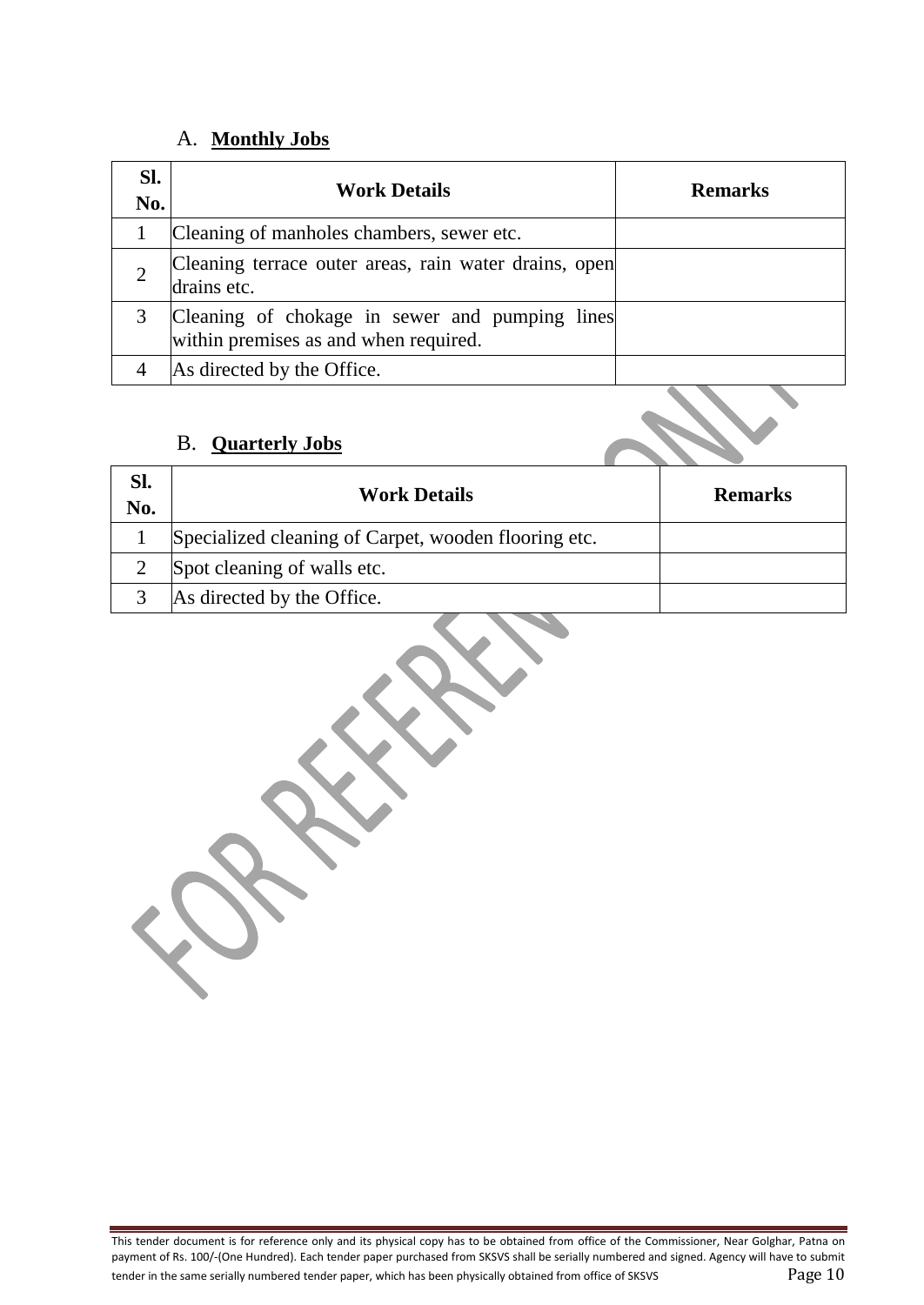### A. **Monthly Jobs**

| Sl. No. | Work Details | Remarks |
|---|---|---|
| 1 | Cleaning of manholes chambers, sewer etc. | |
| 2 | Cleaning terrace outer areas, rain water drains, open drains etc. | |
| 3 | Cleaning of chokage in sewer and pumping lines within premises as and when required. | |
| 4 | As directed by the Office. | |

### B. **Quarterly Jobs**

| Sl. No. | Work Details | Remarks |
|---|---|---|
| 1 | Specialized cleaning of Carpet, wooden flooring etc. | |
| 2 | Spot cleaning of walls etc. | |
| 3 | As directed by the Office. | |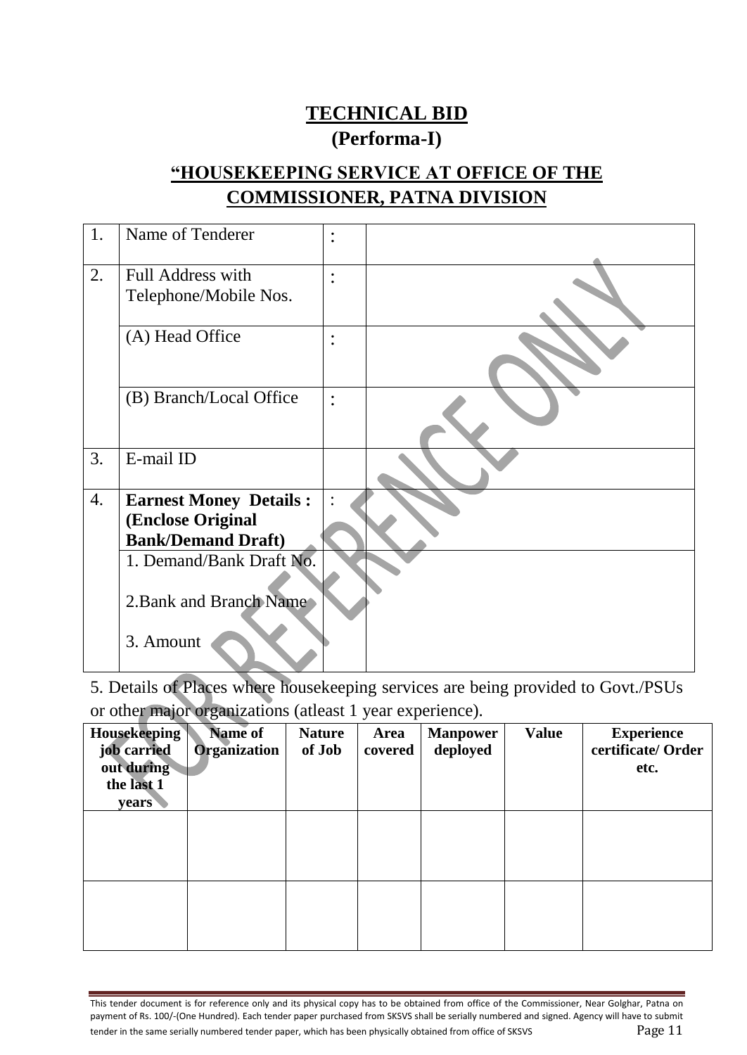# TECHNICAL BID
## (Performa-I)

## "HOUSEKEEPING SERVICE AT OFFICE OF THE COMMISSIONER, PATNA DIVISION

| | | | |
|---|---|---|---|
| 1. | Name of Tenderer | : | |
| 2. | Full Address with Telephone/Mobile Nos. | : | |
| | (A) Head Office | : | |
| | (B) Branch/Local Office | : | |
| 3. | E-mail ID | | |
| 4. | **Earnest Money Details : (Enclose Original Bank/Demand Draft)** | : | |
| | 1. Demand/Bank Draft No.<br><br>2.Bank and Branch Name<br><br>3. Amount | | |

5. Details of Places where housekeeping services are being provided to Govt./PSUs or other major organizations (atleast 1 year experience).

| Housekeeping job carried out during the last 1 years | Name of Organization | Nature of Job | Area covered | Manpower deployed | Value | Experience certificate/ Order etc. |
|---|---|---|---|---|---|---|
| | | | | | | |
| | | | | | | |

This tender document is for reference only and its physical copy has to be obtained from office of the Commissioner, Near Golghar, Patna on payment of Rs. 100/-(One Hundred). Each tender paper purchased from SKSVS shall be serially numbered and signed. Agency will have to submit tender in the same serially numbered tender paper, which has been physically obtained from office of SKSVS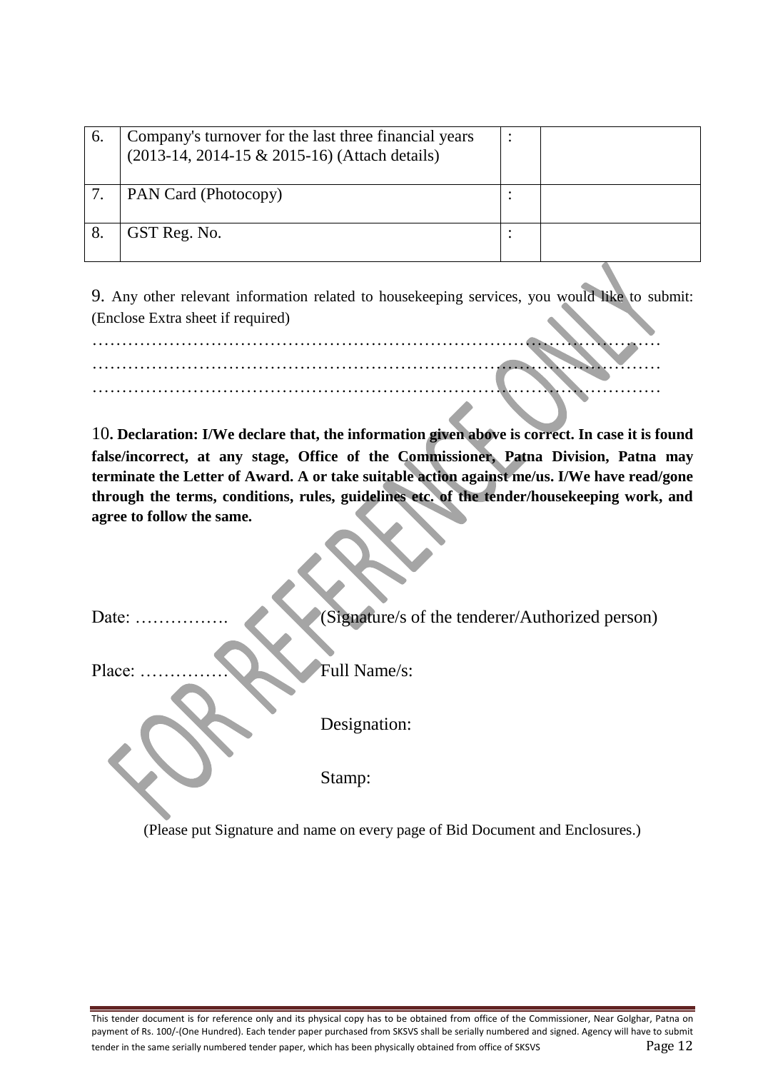| 6. | Company's turnover for the last three financial years (2013-14, 2014-15 & 2015-16) (Attach details) | : | |
|---|---|---|---|
| 7. | PAN Card (Photocopy) | : | |
| 8. | GST Reg. No. | : | |

9. Any other relevant information related to housekeeping services, you would like to submit: (Enclose Extra sheet if required)

…………………………………………………………………………………………
…………………………………………………………………………………………
…………………………………………………………………………………………

10. **Declaration: I/We declare that, the information given above is correct. In case it is found false/incorrect, at any stage, Office of the Commissioner, Patna Division, Patna may terminate the Letter of Award. A or take suitable action against me/us. I/We have read/gone through the terms, conditions, rules, guidelines etc. of the tender/housekeeping work, and agree to follow the same.**

Date: …………….   (Signature/s of the tenderer/Authorized person)

Place: ……………   Full Name/s:

Designation:

Stamp:

(Please put Signature and name on every page of Bid Document and Enclosures.)

This tender document is for reference only and its physical copy has to be obtained from office of the Commissioner, Near Golghar, Patna on payment of Rs. 100/-(One Hundred). Each tender paper purchased from SKSVS shall be serially numbered and signed. Agency will have to submit tender in the same serially numbered tender paper, which has been physically obtained from office of SKSVS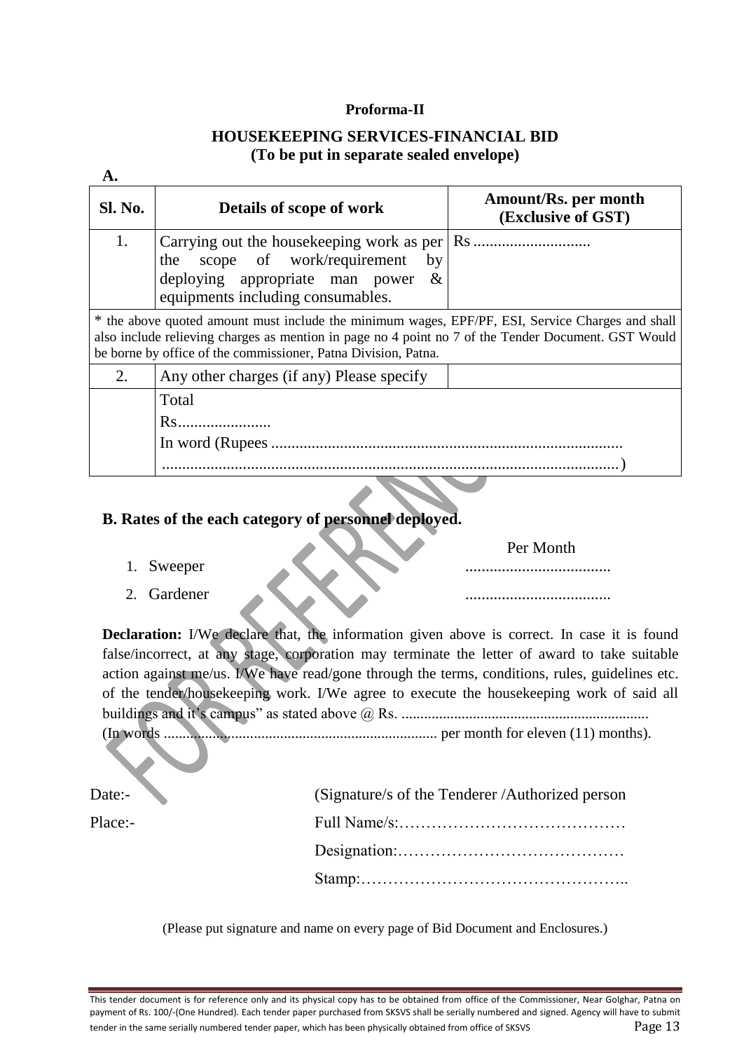**Proforma-II**

**HOUSEKEEPING SERVICES-FINANCIAL BID**
**(To be put in separate sealed envelope)**

**A.**

| Sl. No. | Details of scope of work | Amount/Rs. per month (Exclusive of GST) |
|---|---|---|
| 1. | Carrying out the housekeeping work as per the scope of work/requirement by deploying appropriate man power & equipments including consumables. | Rs ............................. |
| * the above quoted amount must include the minimum wages, EPF/PF, ESI, Service Charges and shall also include relieving charges as mention in page no 4 point no 7 of the Tender Document. GST Would be borne by office of the commissioner, Patna Division, Patna. | | |
| 2. | Any other charges (if any) Please specify | |
| | Total Rs....................... In word (Rupees ...................................................................................... ................................................................................................................) | |

**B. Rates of the each category of personnel deployed.**

| | Per Month |
|---|---|
| 1. Sweeper | .................................... |
| 2. Gardener | .................................... |

**Declaration:** I/We declare that, the information given above is correct. In case it is found false/incorrect, at any stage, corporation may terminate the letter of award to take suitable action against me/us. I/We have read/gone through the terms, conditions, rules, guidelines etc. of the tender/housekeeping work. I/We agree to execute the housekeeping work of said all buildings and it's campus" as stated above @ Rs. ................................................................. (In words ........................................................................ per month for eleven (11) months).

Date:- (Signature/s of the Tenderer /Authorized person

Place:- Full Name/s:……………………………………

Designation:……………………………………

Stamp:…………………………………………..

(Please put signature and name on every page of Bid Document and Enclosures.)

This tender document is for reference only and its physical copy has to be obtained from office of the Commissioner, Near Golghar, Patna on payment of Rs. 100/-(One Hundred). Each tender paper purchased from SKSVS shall be serially numbered and signed. Agency will have to submit tender in the same serially numbered tender paper, which has been physically obtained from office of SKSVS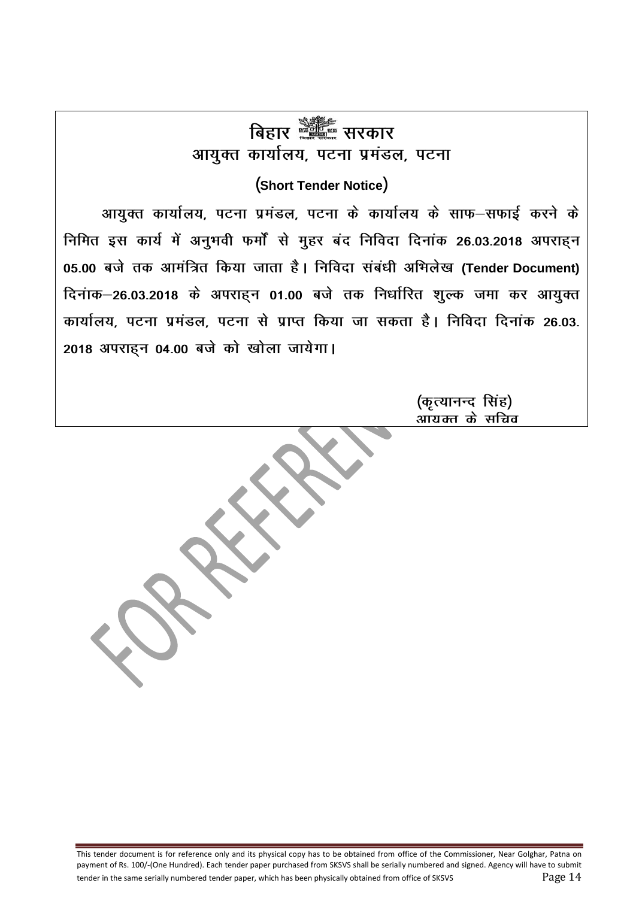# बिहार सरकार

## आयुक्त कार्यालय, पटना प्रमंडल, पटना

### (Short Tender Notice)

आयुक्त कार्यालय, पटना प्रमंडल, पटना के कार्यालय के साफ–सफाई करने के निमित इस कार्य में अनुभवी फर्मों से मुहर बंद निविदा दिनांक **26.03.2018** अपराह्न **05.00** बजे तक आमंत्रित किया जाता है। निविदा संबंधी अभिलेख **(Tender Document)** दिनांक–**26.03.2018** के अपराह्न **01.00** बजे तक निर्धारित शुल्क जमा कर आयुक्त कार्यालय, पटना प्रमंडल, पटना से प्राप्त किया जा सकता है। निविदा दिनांक **26.03.2018** अपराह्न **04.00** बजे को खोला जायेगा।

(कृत्यानन्द सिंह)
आयुक्त के सचिव

This tender document is for reference only and its physical copy has to be obtained from office of the Commissioner, Near Golghar, Patna on payment of Rs. 100/-(One Hundred). Each tender paper purchased from SKSVS shall be serially numbered and signed. Agency will have to submit tender in the same serially numbered tender paper, which has been physically obtained from office of SKSVS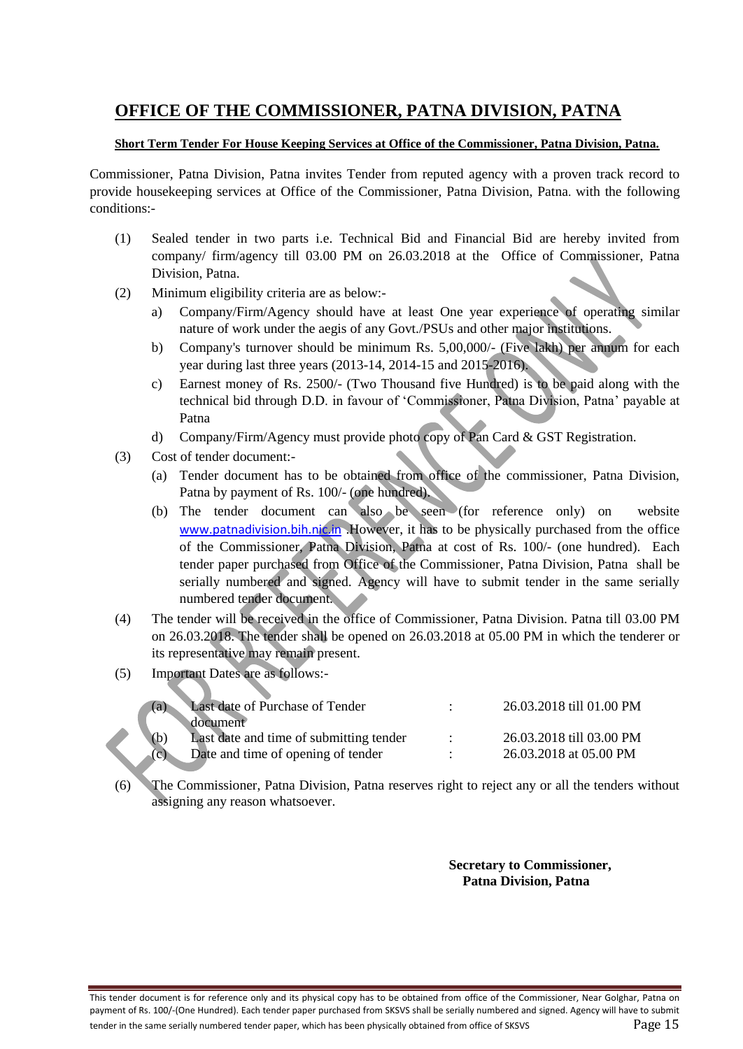# OFFICE OF THE COMMISSIONER, PATNA DIVISION, PATNA

**Short Term Tender For House Keeping Services at Office of the Commissioner, Patna Division, Patna.**

Commissioner, Patna Division, Patna invites Tender from reputed agency with a proven track record to provide housekeeping services at Office of the Commissioner, Patna Division, Patna. with the following conditions:-

(1) Sealed tender in two parts i.e. Technical Bid and Financial Bid are hereby invited from company/ firm/agency till 03.00 PM on 26.03.2018 at the Office of Commissioner, Patna Division, Patna.

(2) Minimum eligibility criteria are as below:-

  a) Company/Firm/Agency should have at least One year experience of operating similar nature of work under the aegis of any Govt./PSUs and other major institutions.

  b) Company's turnover should be minimum Rs. 5,00,000/- (Five lakh) per annum for each year during last three years (2013-14, 2014-15 and 2015-2016).

  c) Earnest money of Rs. 2500/- (Two Thousand five Hundred) is to be paid along with the technical bid through D.D. in favour of 'Commissioner, Patna Division, Patna' payable at Patna

  d) Company/Firm/Agency must provide photo copy of Pan Card & GST Registration.

(3) Cost of tender document:-

  (a) Tender document has to be obtained from office of the commissioner, Patna Division, Patna by payment of Rs. 100/- (one hundred).

  (b) The tender document can also be seen (for reference only) on website www.patnadivision.bih.nic.in .However, it has to be physically purchased from the office of the Commissioner, Patna Division, Patna at cost of Rs. 100/- (one hundred). Each tender paper purchased from Office of the Commissioner, Patna Division, Patna shall be serially numbered and signed. Agency will have to submit tender in the same serially numbered tender document.

(4) The tender will be received in the office of Commissioner, Patna Division. Patna till 03.00 PM on 26.03.2018. The tender shall be opened on 26.03.2018 at 05.00 PM in which the tenderer or its representative may remain present.

(5) Important Dates are as follows:-

| | | | |
|---|---|---|---|
| (a) | Last date of Purchase of Tender document | : | 26.03.2018 till 01.00 PM |
| (b) | Last date and time of submitting tender | : | 26.03.2018 till 03.00 PM |
| (c) | Date and time of opening of tender | : | 26.03.2018 at 05.00 PM |

(6) The Commissioner, Patna Division, Patna reserves right to reject any or all the tenders without assigning any reason whatsoever.

**Secretary to Commissioner,**
**Patna Division, Patna**

This tender document is for reference only and its physical copy has to be obtained from office of the Commissioner, Near Golghar, Patna on payment of Rs. 100/-(One Hundred). Each tender paper purchased from SKSVS shall be serially numbered and signed. Agency will have to submit tender in the same serially numbered tender paper, which has been physically obtained from office of SKSVS